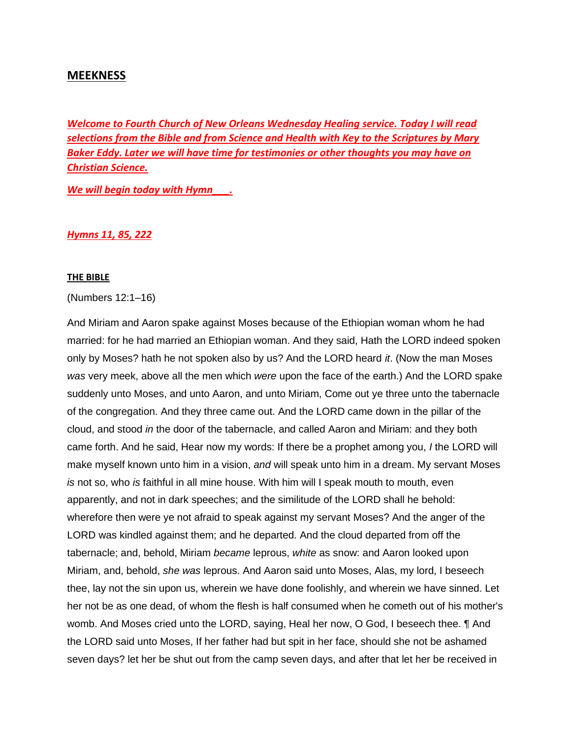# MEEKNESS

***Welcome to Fourth Church of New Orleans Wednesday Healing service. Today I will read selections from the Bible and from Science and Health with Key to the Scriptures by Mary Baker Eddy. Later we will have time for testimonies or other thoughts you may have on Christian Science.***

***We will begin today with Hymn___.***

***Hymns 11, 85, 222***

**THE BIBLE**

(Numbers 12:1–16)

And Miriam and Aaron spake against Moses because of the Ethiopian woman whom he had married: for he had married an Ethiopian woman. And they said, Hath the LORD indeed spoken only by Moses? hath he not spoken also by us? And the LORD heard *it*. (Now the man Moses *was* very meek, above all the men which *were* upon the face of the earth.) And the LORD spake suddenly unto Moses, and unto Aaron, and unto Miriam, Come out ye three unto the tabernacle of the congregation. And they three came out. And the LORD came down in the pillar of the cloud, and stood *in* the door of the tabernacle, and called Aaron and Miriam: and they both came forth. And he said, Hear now my words: If there be a prophet among you, *I* the LORD will make myself known unto him in a vision, *and* will speak unto him in a dream. My servant Moses *is* not so, who *is* faithful in all mine house. With him will I speak mouth to mouth, even apparently, and not in dark speeches; and the similitude of the LORD shall he behold: wherefore then were ye not afraid to speak against my servant Moses? And the anger of the LORD was kindled against them; and he departed. And the cloud departed from off the tabernacle; and, behold, Miriam *became* leprous, *white* as snow: and Aaron looked upon Miriam, and, behold, *she was* leprous. And Aaron said unto Moses, Alas, my lord, I beseech thee, lay not the sin upon us, wherein we have done foolishly, and wherein we have sinned. Let her not be as one dead, of whom the flesh is half consumed when he cometh out of his mother's womb. And Moses cried unto the LORD, saying, Heal her now, O God, I beseech thee. ¶ And the LORD said unto Moses, If her father had but spit in her face, should she not be ashamed seven days? let her be shut out from the camp seven days, and after that let her be received in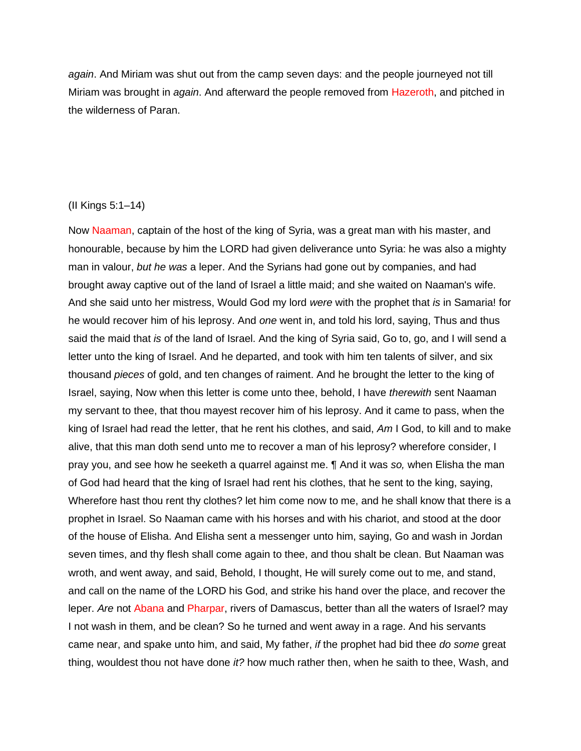*again*. And Miriam was shut out from the camp seven days: and the people journeyed not till Miriam was brought in *again*. And afterward the people removed from Hazeroth, and pitched in the wilderness of Paran.

(II Kings 5:1–14)

Now Naaman, captain of the host of the king of Syria, was a great man with his master, and honourable, because by him the LORD had given deliverance unto Syria: he was also a mighty man in valour, *but he was* a leper. And the Syrians had gone out by companies, and had brought away captive out of the land of Israel a little maid; and she waited on Naaman's wife. And she said unto her mistress, Would God my lord *were* with the prophet that *is* in Samaria! for he would recover him of his leprosy. And *one* went in, and told his lord, saying, Thus and thus said the maid that *is* of the land of Israel. And the king of Syria said, Go to, go, and I will send a letter unto the king of Israel. And he departed, and took with him ten talents of silver, and six thousand *pieces* of gold, and ten changes of raiment. And he brought the letter to the king of Israel, saying, Now when this letter is come unto thee, behold, I have *therewith* sent Naaman my servant to thee, that thou mayest recover him of his leprosy. And it came to pass, when the king of Israel had read the letter, that he rent his clothes, and said, *Am* I God, to kill and to make alive, that this man doth send unto me to recover a man of his leprosy? wherefore consider, I pray you, and see how he seeketh a quarrel against me. ¶ And it was *so,* when Elisha the man of God had heard that the king of Israel had rent his clothes, that he sent to the king, saying, Wherefore hast thou rent thy clothes? let him come now to me, and he shall know that there is a prophet in Israel. So Naaman came with his horses and with his chariot, and stood at the door of the house of Elisha. And Elisha sent a messenger unto him, saying, Go and wash in Jordan seven times, and thy flesh shall come again to thee, and thou shalt be clean. But Naaman was wroth, and went away, and said, Behold, I thought, He will surely come out to me, and stand, and call on the name of the LORD his God, and strike his hand over the place, and recover the leper. *Are* not Abana and Pharpar, rivers of Damascus, better than all the waters of Israel? may I not wash in them, and be clean? So he turned and went away in a rage. And his servants came near, and spake unto him, and said, My father, *if* the prophet had bid thee *do some* great thing, wouldest thou not have done *it?* how much rather then, when he saith to thee, Wash, and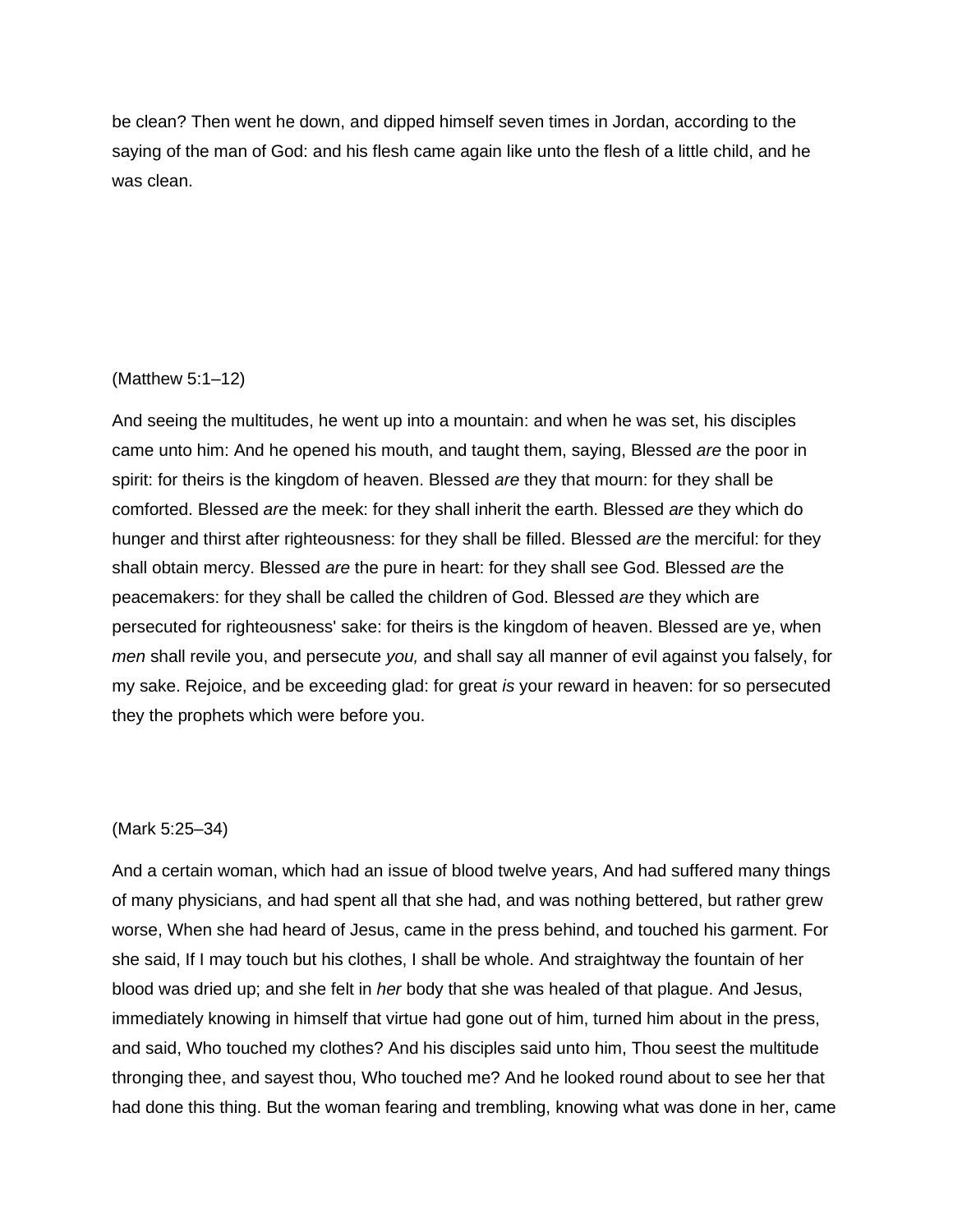be clean? Then went he down, and dipped himself seven times in Jordan, according to the saying of the man of God: and his flesh came again like unto the flesh of a little child, and he was clean.

(Matthew 5:1–12)

And seeing the multitudes, he went up into a mountain: and when he was set, his disciples came unto him: And he opened his mouth, and taught them, saying, Blessed *are* the poor in spirit: for theirs is the kingdom of heaven. Blessed *are* they that mourn: for they shall be comforted. Blessed *are* the meek: for they shall inherit the earth. Blessed *are* they which do hunger and thirst after righteousness: for they shall be filled. Blessed *are* the merciful: for they shall obtain mercy. Blessed *are* the pure in heart: for they shall see God. Blessed *are* the peacemakers: for they shall be called the children of God. Blessed *are* they which are persecuted for righteousness' sake: for theirs is the kingdom of heaven. Blessed are ye, when *men* shall revile you, and persecute *you,* and shall say all manner of evil against you falsely, for my sake. Rejoice, and be exceeding glad: for great *is* your reward in heaven: for so persecuted they the prophets which were before you.

(Mark 5:25–34)

And a certain woman, which had an issue of blood twelve years, And had suffered many things of many physicians, and had spent all that she had, and was nothing bettered, but rather grew worse, When she had heard of Jesus, came in the press behind, and touched his garment. For she said, If I may touch but his clothes, I shall be whole. And straightway the fountain of her blood was dried up; and she felt in *her* body that she was healed of that plague. And Jesus, immediately knowing in himself that virtue had gone out of him, turned him about in the press, and said, Who touched my clothes? And his disciples said unto him, Thou seest the multitude thronging thee, and sayest thou, Who touched me? And he looked round about to see her that had done this thing. But the woman fearing and trembling, knowing what was done in her, came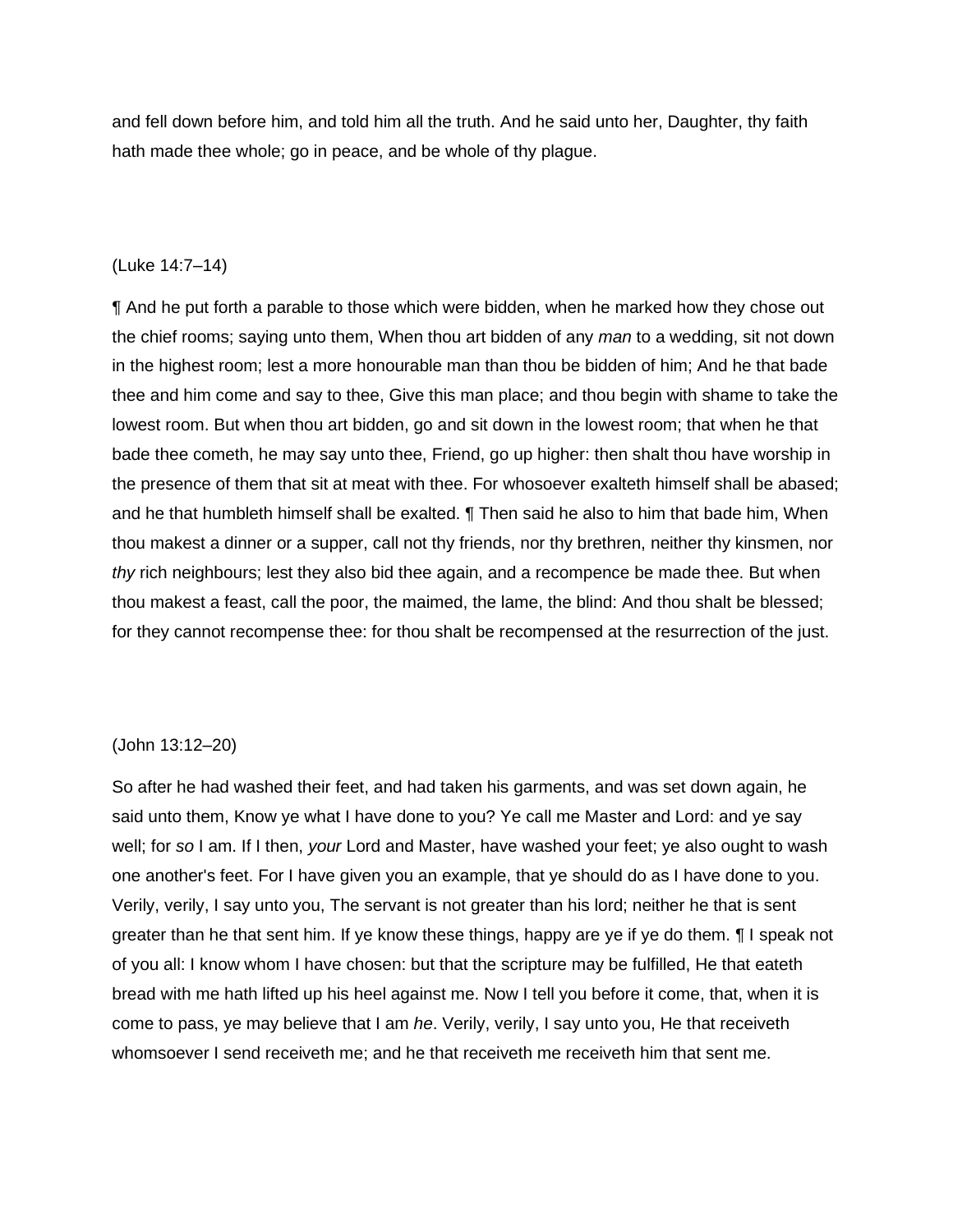and fell down before him, and told him all the truth. And he said unto her, Daughter, thy faith hath made thee whole; go in peace, and be whole of thy plague.

(Luke 14:7–14)

¶ And he put forth a parable to those which were bidden, when he marked how they chose out the chief rooms; saying unto them, When thou art bidden of any *man* to a wedding, sit not down in the highest room; lest a more honourable man than thou be bidden of him; And he that bade thee and him come and say to thee, Give this man place; and thou begin with shame to take the lowest room. But when thou art bidden, go and sit down in the lowest room; that when he that bade thee cometh, he may say unto thee, Friend, go up higher: then shalt thou have worship in the presence of them that sit at meat with thee. For whosoever exalteth himself shall be abased; and he that humbleth himself shall be exalted. ¶ Then said he also to him that bade him, When thou makest a dinner or a supper, call not thy friends, nor thy brethren, neither thy kinsmen, nor *thy* rich neighbours; lest they also bid thee again, and a recompence be made thee. But when thou makest a feast, call the poor, the maimed, the lame, the blind: And thou shalt be blessed; for they cannot recompense thee: for thou shalt be recompensed at the resurrection of the just.

(John 13:12–20)

So after he had washed their feet, and had taken his garments, and was set down again, he said unto them, Know ye what I have done to you? Ye call me Master and Lord: and ye say well; for *so* I am. If I then, *your* Lord and Master, have washed your feet; ye also ought to wash one another's feet. For I have given you an example, that ye should do as I have done to you. Verily, verily, I say unto you, The servant is not greater than his lord; neither he that is sent greater than he that sent him. If ye know these things, happy are ye if ye do them. ¶ I speak not of you all: I know whom I have chosen: but that the scripture may be fulfilled, He that eateth bread with me hath lifted up his heel against me. Now I tell you before it come, that, when it is come to pass, ye may believe that I am *he*. Verily, verily, I say unto you, He that receiveth whomsoever I send receiveth me; and he that receiveth me receiveth him that sent me.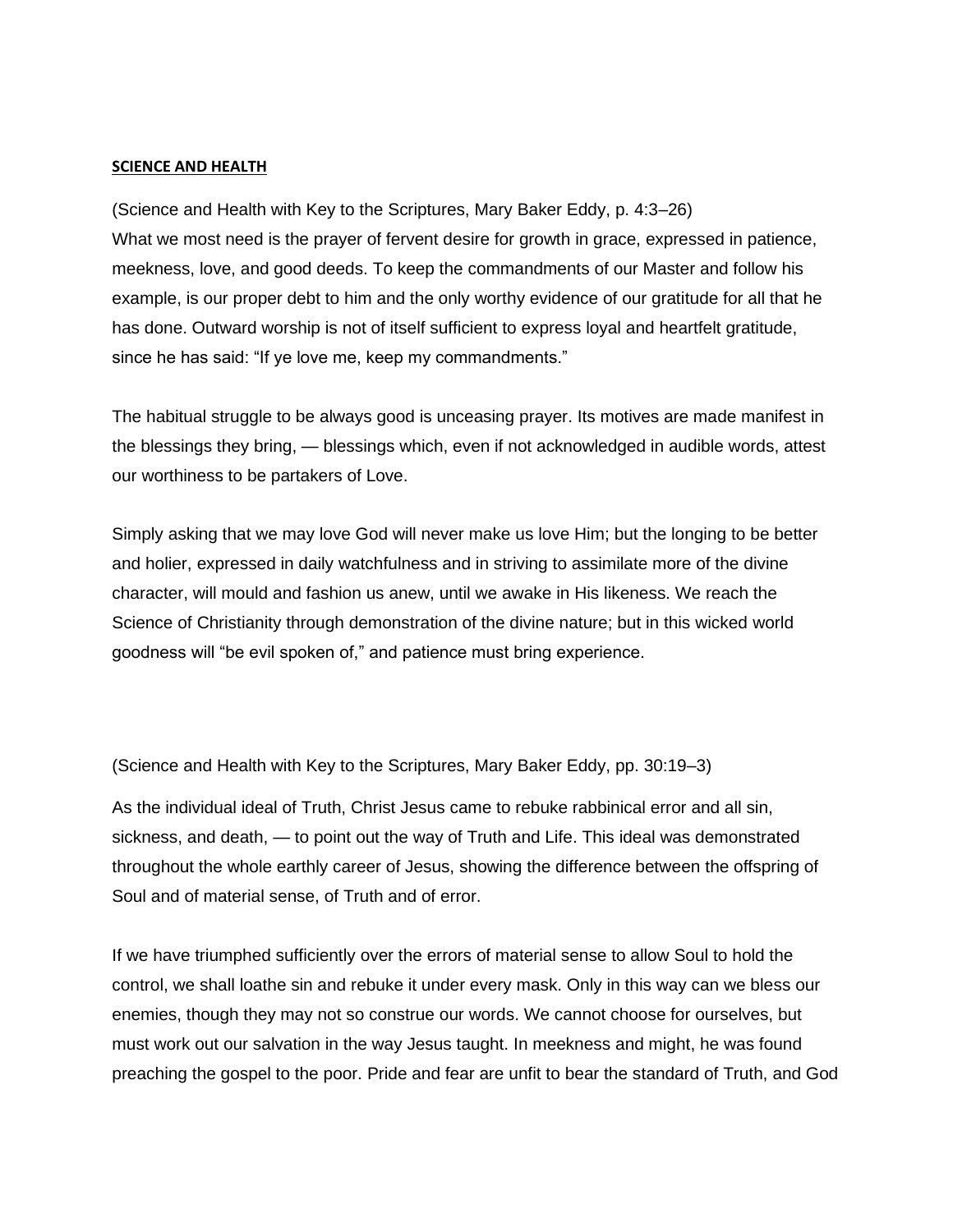**SCIENCE AND HEALTH**

(Science and Health with Key to the Scriptures, Mary Baker Eddy, p. 4:3–26)
What we most need is the prayer of fervent desire for growth in grace, expressed in patience, meekness, love, and good deeds. To keep the commandments of our Master and follow his example, is our proper debt to him and the only worthy evidence of our gratitude for all that he has done. Outward worship is not of itself sufficient to express loyal and heartfelt gratitude, since he has said: "If ye love me, keep my commandments."

The habitual struggle to be always good is unceasing prayer. Its motives are made manifest in the blessings they bring, — blessings which, even if not acknowledged in audible words, attest our worthiness to be partakers of Love.

Simply asking that we may love God will never make us love Him; but the longing to be better and holier, expressed in daily watchfulness and in striving to assimilate more of the divine character, will mould and fashion us anew, until we awake in His likeness. We reach the Science of Christianity through demonstration of the divine nature; but in this wicked world goodness will "be evil spoken of," and patience must bring experience.

(Science and Health with Key to the Scriptures, Mary Baker Eddy, pp. 30:19–3)

As the individual ideal of Truth, Christ Jesus came to rebuke rabbinical error and all sin, sickness, and death, — to point out the way of Truth and Life. This ideal was demonstrated throughout the whole earthly career of Jesus, showing the difference between the offspring of Soul and of material sense, of Truth and of error.

If we have triumphed sufficiently over the errors of material sense to allow Soul to hold the control, we shall loathe sin and rebuke it under every mask. Only in this way can we bless our enemies, though they may not so construe our words. We cannot choose for ourselves, but must work out our salvation in the way Jesus taught. In meekness and might, he was found preaching the gospel to the poor. Pride and fear are unfit to bear the standard of Truth, and God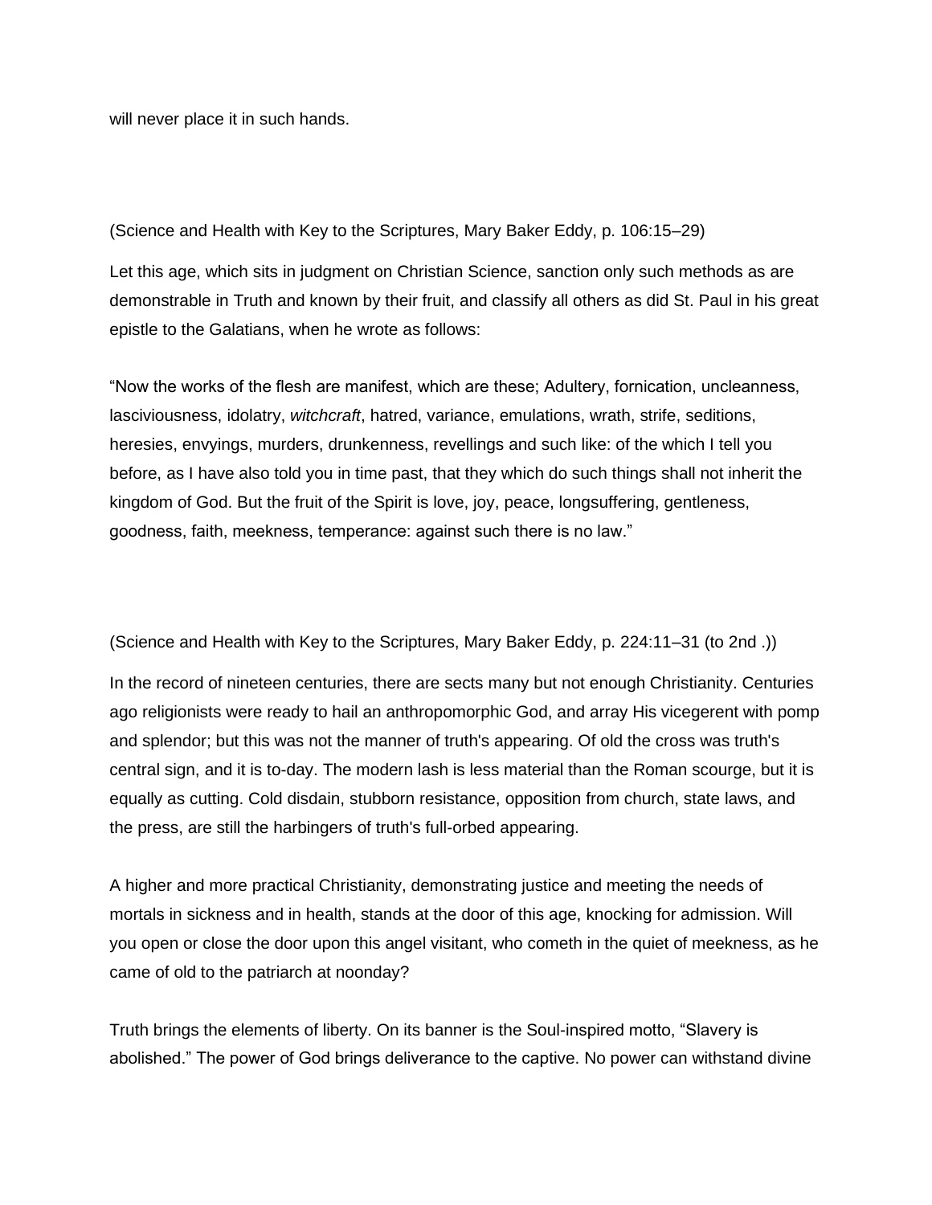will never place it in such hands.

(Science and Health with Key to the Scriptures, Mary Baker Eddy, p. 106:15–29)

Let this age, which sits in judgment on Christian Science, sanction only such methods as are demonstrable in Truth and known by their fruit, and classify all others as did St. Paul in his great epistle to the Galatians, when he wrote as follows:

“Now the works of the flesh are manifest, which are these; Adultery, fornication, uncleanness, lasciviousness, idolatry, *witchcraft*, hatred, variance, emulations, wrath, strife, seditions, heresies, envyings, murders, drunkenness, revellings and such like: of the which I tell you before, as I have also told you in time past, that they which do such things shall not inherit the kingdom of God. But the fruit of the Spirit is love, joy, peace, longsuffering, gentleness, goodness, faith, meekness, temperance: against such there is no law.”

(Science and Health with Key to the Scriptures, Mary Baker Eddy, p. 224:11–31 (to 2nd .))

In the record of nineteen centuries, there are sects many but not enough Christianity. Centuries ago religionists were ready to hail an anthropomorphic God, and array His vicegerent with pomp and splendor; but this was not the manner of truth's appearing. Of old the cross was truth's central sign, and it is to-day. The modern lash is less material than the Roman scourge, but it is equally as cutting. Cold disdain, stubborn resistance, opposition from church, state laws, and the press, are still the harbingers of truth's full-orbed appearing.

A higher and more practical Christianity, demonstrating justice and meeting the needs of mortals in sickness and in health, stands at the door of this age, knocking for admission. Will you open or close the door upon this angel visitant, who cometh in the quiet of meekness, as he came of old to the patriarch at noonday?

Truth brings the elements of liberty. On its banner is the Soul-inspired motto, “Slavery is abolished.” The power of God brings deliverance to the captive. No power can withstand divine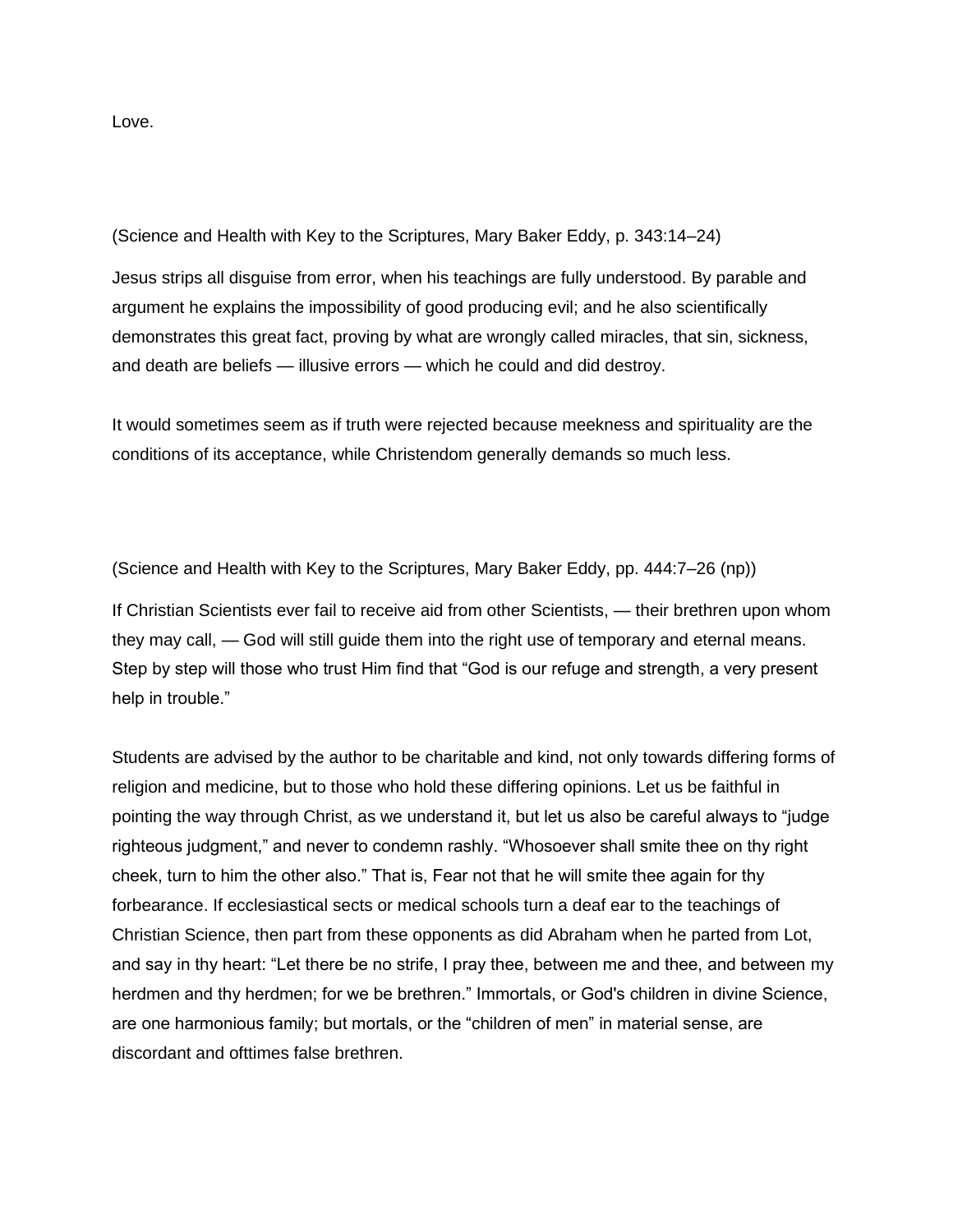Love.

(Science and Health with Key to the Scriptures, Mary Baker Eddy, p. 343:14–24)

Jesus strips all disguise from error, when his teachings are fully understood. By parable and argument he explains the impossibility of good producing evil; and he also scientifically demonstrates this great fact, proving by what are wrongly called miracles, that sin, sickness, and death are beliefs — illusive errors — which he could and did destroy.

It would sometimes seem as if truth were rejected because meekness and spirituality are the conditions of its acceptance, while Christendom generally demands so much less.

(Science and Health with Key to the Scriptures, Mary Baker Eddy, pp. 444:7–26 (np))

If Christian Scientists ever fail to receive aid from other Scientists, — their brethren upon whom they may call, — God will still guide them into the right use of temporary and eternal means. Step by step will those who trust Him find that "God is our refuge and strength, a very present help in trouble."

Students are advised by the author to be charitable and kind, not only towards differing forms of religion and medicine, but to those who hold these differing opinions. Let us be faithful in pointing the way through Christ, as we understand it, but let us also be careful always to "judge righteous judgment," and never to condemn rashly. "Whosoever shall smite thee on thy right cheek, turn to him the other also." That is, Fear not that he will smite thee again for thy forbearance. If ecclesiastical sects or medical schools turn a deaf ear to the teachings of Christian Science, then part from these opponents as did Abraham when he parted from Lot, and say in thy heart: "Let there be no strife, I pray thee, between me and thee, and between my herdmen and thy herdmen; for we be brethren." Immortals, or God's children in divine Science, are one harmonious family; but mortals, or the "children of men" in material sense, are discordant and ofttimes false brethren.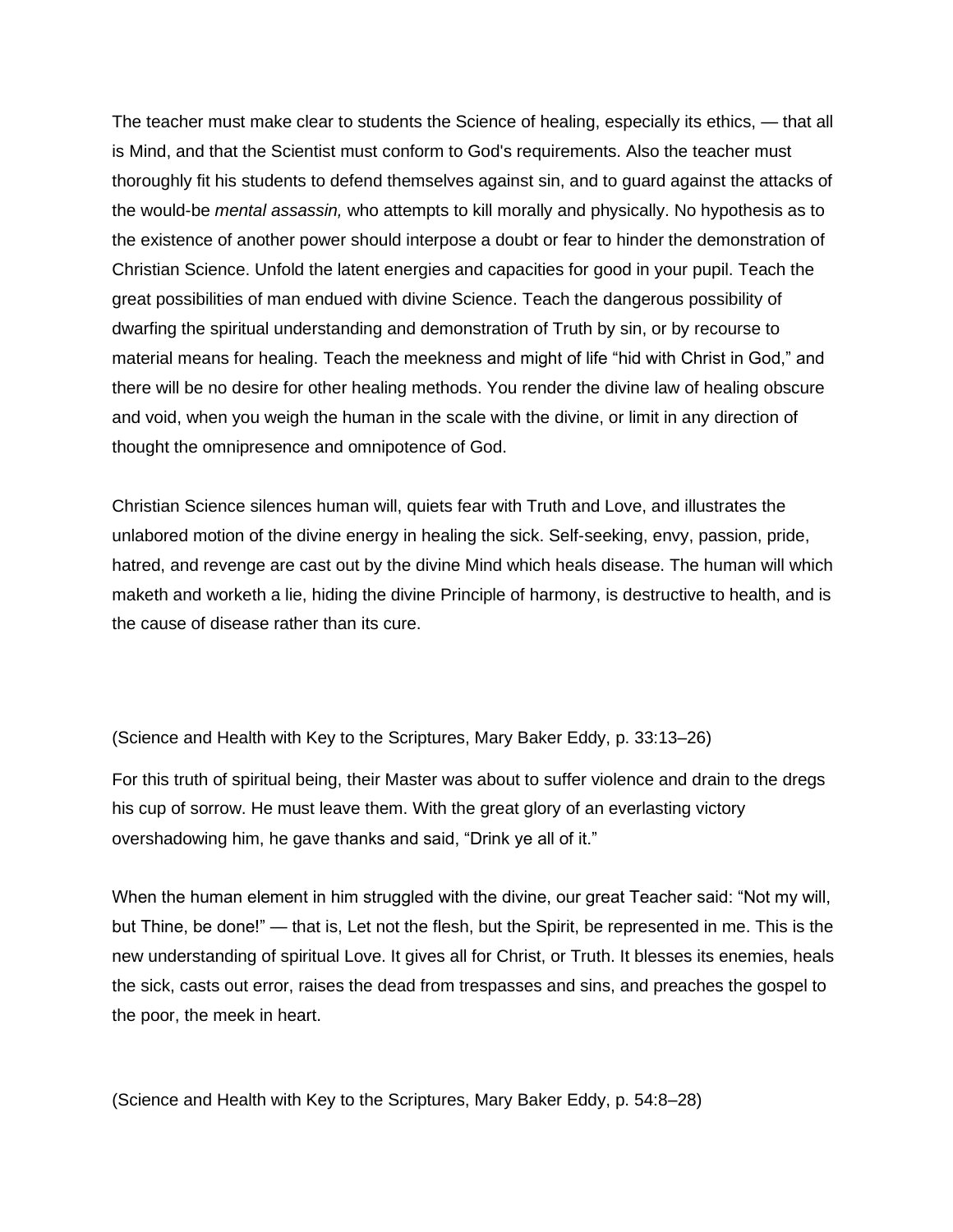The teacher must make clear to students the Science of healing, especially its ethics, — that all is Mind, and that the Scientist must conform to God's requirements. Also the teacher must thoroughly fit his students to defend themselves against sin, and to guard against the attacks of the would-be *mental assassin,* who attempts to kill morally and physically. No hypothesis as to the existence of another power should interpose a doubt or fear to hinder the demonstration of Christian Science. Unfold the latent energies and capacities for good in your pupil. Teach the great possibilities of man endued with divine Science. Teach the dangerous possibility of dwarfing the spiritual understanding and demonstration of Truth by sin, or by recourse to material means for healing. Teach the meekness and might of life "hid with Christ in God," and there will be no desire for other healing methods. You render the divine law of healing obscure and void, when you weigh the human in the scale with the divine, or limit in any direction of thought the omnipresence and omnipotence of God.

Christian Science silences human will, quiets fear with Truth and Love, and illustrates the unlabored motion of the divine energy in healing the sick. Self-seeking, envy, passion, pride, hatred, and revenge are cast out by the divine Mind which heals disease. The human will which maketh and worketh a lie, hiding the divine Principle of harmony, is destructive to health, and is the cause of disease rather than its cure.

(Science and Health with Key to the Scriptures, Mary Baker Eddy, p. 33:13–26)

For this truth of spiritual being, their Master was about to suffer violence and drain to the dregs his cup of sorrow. He must leave them. With the great glory of an everlasting victory overshadowing him, he gave thanks and said, "Drink ye all of it."

When the human element in him struggled with the divine, our great Teacher said: "Not my will, but Thine, be done!" — that is, Let not the flesh, but the Spirit, be represented in me. This is the new understanding of spiritual Love. It gives all for Christ, or Truth. It blesses its enemies, heals the sick, casts out error, raises the dead from trespasses and sins, and preaches the gospel to the poor, the meek in heart.

(Science and Health with Key to the Scriptures, Mary Baker Eddy, p. 54:8–28)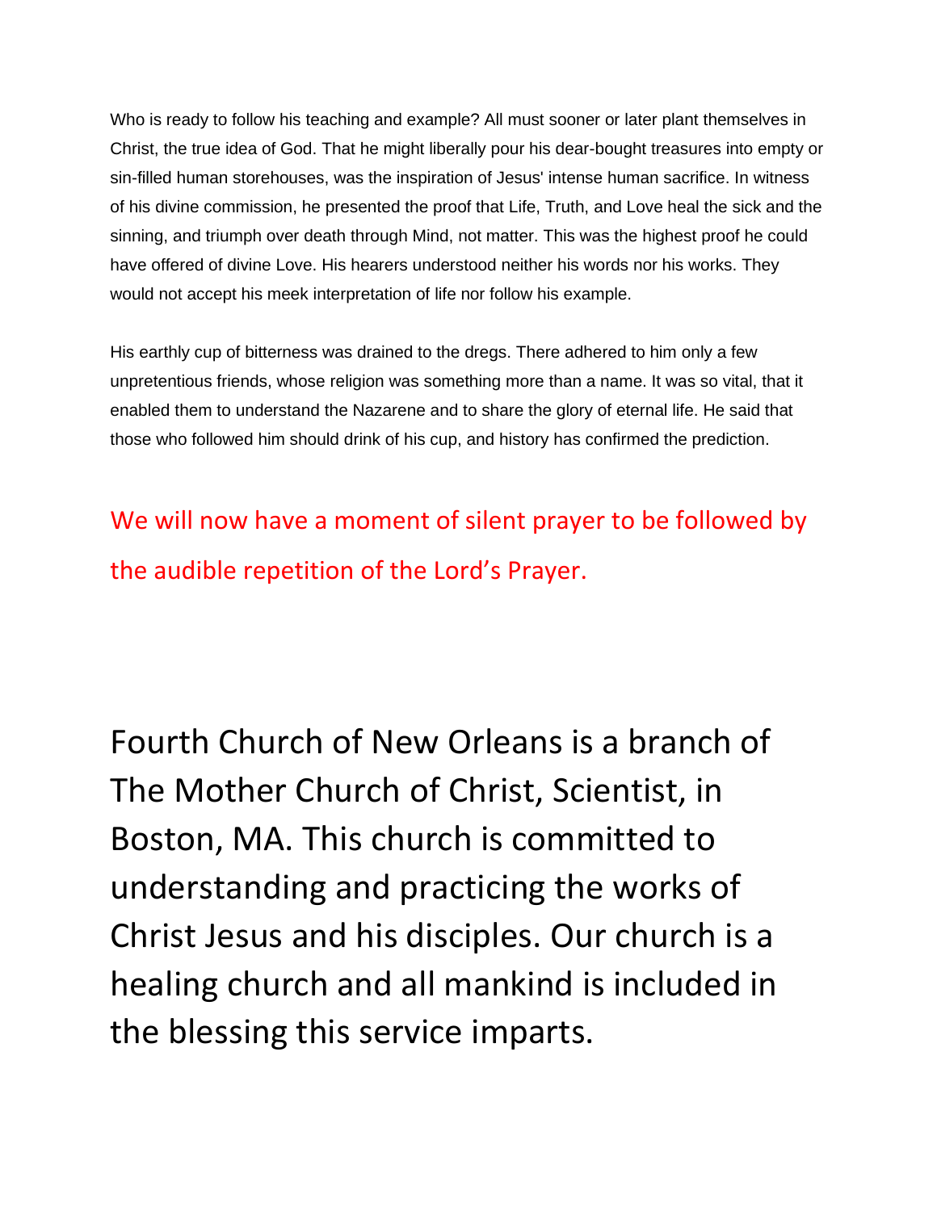Who is ready to follow his teaching and example? All must sooner or later plant themselves in Christ, the true idea of God. That he might liberally pour his dear-bought treasures into empty or sin-filled human storehouses, was the inspiration of Jesus' intense human sacrifice. In witness of his divine commission, he presented the proof that Life, Truth, and Love heal the sick and the sinning, and triumph over death through Mind, not matter. This was the highest proof he could have offered of divine Love. His hearers understood neither his words nor his works. They would not accept his meek interpretation of life nor follow his example.

His earthly cup of bitterness was drained to the dregs. There adhered to him only a few unpretentious friends, whose religion was something more than a name. It was so vital, that it enabled them to understand the Nazarene and to share the glory of eternal life. He said that those who followed him should drink of his cup, and history has confirmed the prediction.

We will now have a moment of silent prayer to be followed by the audible repetition of the Lord's Prayer.

Fourth Church of New Orleans is a branch of The Mother Church of Christ, Scientist, in Boston, MA. This church is committed to understanding and practicing the works of Christ Jesus and his disciples. Our church is a healing church and all mankind is included in the blessing this service imparts.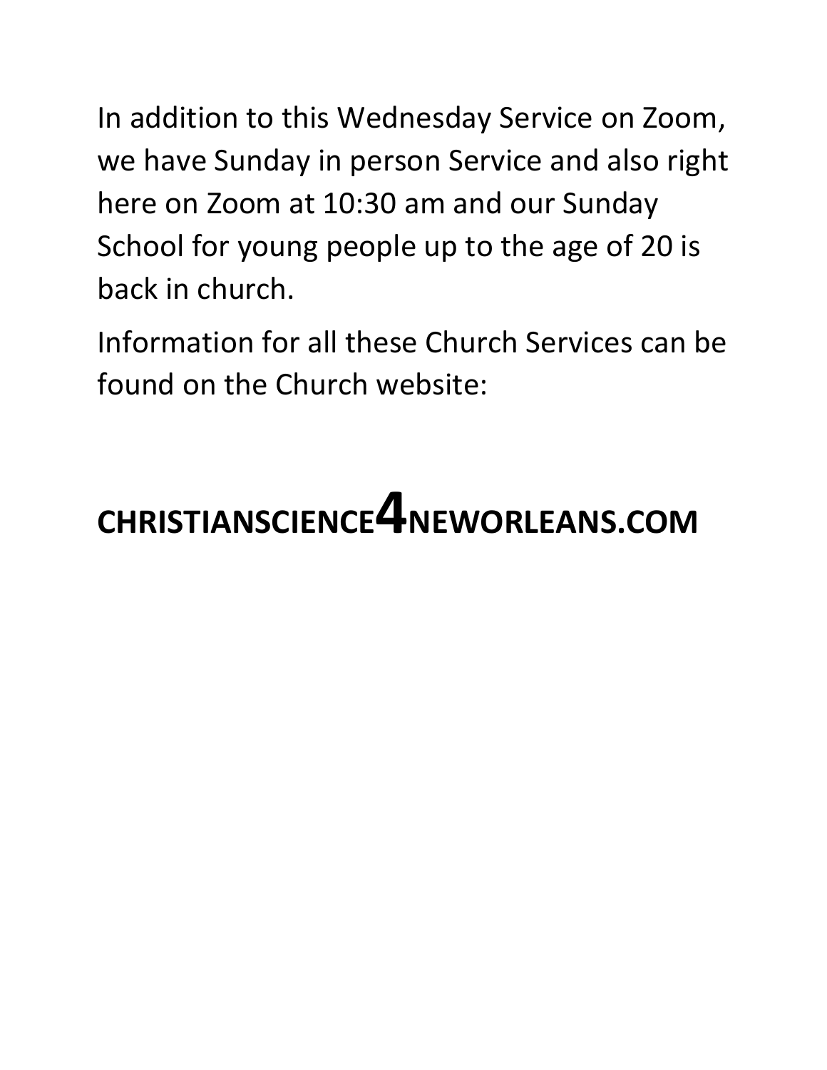In addition to this Wednesday Service on Zoom, we have Sunday in person Service and also right here on Zoom at 10:30 am and our Sunday School for young people up to the age of 20 is back in church.

Information for all these Church Services can be found on the Church website:

**CHRISTIANSCIENCE4NEWORLEANS.COM**